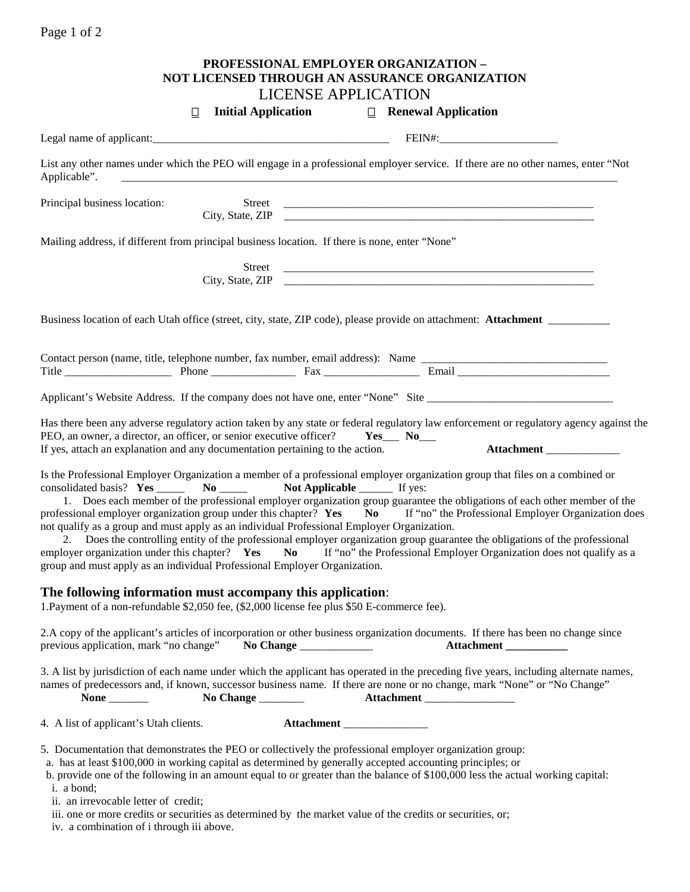## PROFESSIONAL EMPLOYER ORGANIZATION – NOT LICENSED THROUGH AN ASSURANCE ORGANIZATION

# LICENSE APPLICATION

☐ **Initial Application** ☐ **Renewal Application**

Legal name of applicant:__________________________________________ FEIN#:_____________________

List any other names under which the PEO will engage in a professional employer service. If there are no other names, enter "Not Applicable". ______________________________________________________________________________________

Principal business location: Street ___________________________________________________________
City, State, ZIP ___________________________________________________________

Mailing address, if different from principal business location. If there is none, enter "None"

Street ___________________________________________________________
City, State, ZIP ___________________________________________________________

Business location of each Utah office (street, city, state, ZIP code), please provide on attachment: **Attachment** ___________

Contact person (name, title, telephone number, fax number, email address): Name _________________________________
Title ___________________ Phone _______________ Fax _________________ Email ___________________________

Applicant's Website Address. If the company does not have one, enter "None" Site _________________________________

Has there been any adverse regulatory action taken by any state or federal regulatory law enforcement or regulatory agency against the PEO, an owner, a director, an officer, or senior executive officer? **Yes**___ **No**___
If yes, attach an explanation and any documentation pertaining to the action. **Attachment** _____________

Is the Professional Employer Organization a member of a professional employer organization group that files on a combined or consolidated basis? **Yes** _____ **No** _____ **Not Applicable** ______ If yes:

1. Does each member of the professional employer organization group guarantee the obligations of each other member of the professional employer organization group under this chapter? **Yes** **No** If "no" the Professional Employer Organization does not qualify as a group and must apply as an individual Professional Employer Organization.
2. Does the controlling entity of the professional employer organization group guarantee the obligations of the professional employer organization under this chapter? **Yes** **No** If "no" the Professional Employer Organization does not qualify as a group and must apply as an individual Professional Employer Organization.

### The following information must accompany this application:

1.Payment of a non-refundable $2,050 fee, ($2,000 license fee plus $50 E-commerce fee).

2.A copy of the applicant's articles of incorporation or other business organization documents. If there has been no change since previous application, mark "no change" **No Change** _____________ **Attachment ___________**

3. A list by jurisdiction of each name under which the applicant has operated in the preceding five years, including alternate names, names of predecessors and, if known, successor business name. If there are none or no change, mark "None" or "No Change"
**None** _______ **No Change** ________ **Attachment** ________________

4. A list of applicant's Utah clients. **Attachment** _______________

5. Documentation that demonstrates the PEO or collectively the professional employer organization group:
   a. has at least $100,000 in working capital as determined by generally accepted accounting principles; or
   b. provide one of the following in an amount equal to or greater than the balance of $100,000 less the actual working capital:
      i. a bond;
      ii. an irrevocable letter of credit;
      iii. one or more credits or securities as determined by the market value of the credits or securities, or;
      iv. a combination of i through iii above.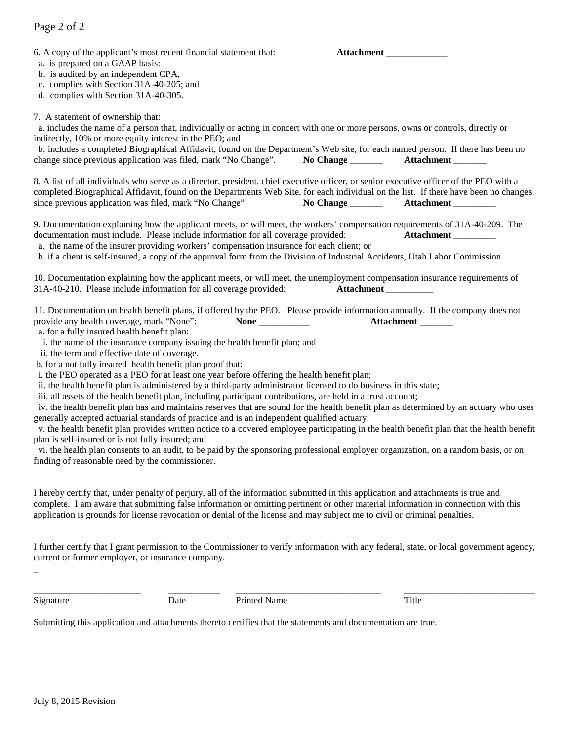6. A copy of the applicant's most recent financial statement that: **Attachment** _____________

a. is prepared on a GAAP basis:
b. is audited by an independent CPA,
c. complies with Section 31A-40-205; and
d. complies with Section 31A-40-305.

7. A statement of ownership that:

a. includes the name of a person that, individually or acting in concert with one or more persons, owns or controls, directly or indirectly, 10% or more equity interest in the PEO; and
b. includes a completed Biographical Affidavit, found on the Department's Web site, for each named person. If there has been no change since previous application was filed, mark "No Change". **No Change** _______ **Attachment** _______

8. A list of all individuals who serve as a director, president, chief executive officer, or senior executive officer of the PEO with a completed Biographical Affidavit, found on the Departments Web Site, for each individual on the list. If there have been no changes since previous application was filed, mark "No Change" **No Change** _______ **Attachment** _________

9. Documentation explaining how the applicant meets, or will meet, the workers' compensation requirements of 31A-40-209. The documentation must include. Please include information for all coverage provided: **Attachment** _________

a. the name of the insurer providing workers' compensation insurance for each client; or
b. if a client is self-insured, a copy of the approval form from the Division of Industrial Accidents, Utah Labor Commission.

10. Documentation explaining how the applicant meets, or will meet, the unemployment compensation insurance requirements of 31A-40-210. Please include information for all coverage provided: **Attachment** __________

11. Documentation on health benefit plans, if offered by the PEO. Please provide information annually. If the company does not provide any health coverage, mark "None": **None** ___________ **Attachment** _______

a. for a fully insured health benefit plan:
   i. the name of the insurance company issuing the health benefit plan; and
   ii. the term and effective date of coverage.
b. for a not fully insured health benefit plan proof that:
   i. the PEO operated as a PEO for at least one year before offering the health benefit plan;
   ii. the health benefit plan is administered by a third-party administrator licensed to do business in this state;
   iii. all assets of the health benefit plan, including participant contributions, are held in a trust account;
   iv. the health benefit plan has and maintains reserves that are sound for the health benefit plan as determined by an actuary who uses generally accepted actuarial standards of practice and is an independent qualified actuary;
   v. the health benefit plan provides written notice to a covered employee participating in the health benefit plan that the health benefit plan is self-insured or is not fully insured; and
   vi. the health plan consents to an audit, to be paid by the sponsoring professional employer organization, on a random basis, or on finding of reasonable need by the commissioner.

I hereby certify that, under penalty of perjury, all of the information submitted in this application and attachments is true and complete. I am aware that submitting false information or omitting pertinent or other material information in connection with this application is grounds for license revocation or denial of the license and may subject me to civil or criminal penalties.

I further certify that I grant permission to the Commissioner to verify information with any federal, state, or local government agency, current or former employer, or insurance company.

_______________________ ___________ _______________________________ ____________________________

Signature Date Printed Name Title

Submitting this application and attachments thereto certifies that the statements and documentation are true.

July 8, 2015 Revision